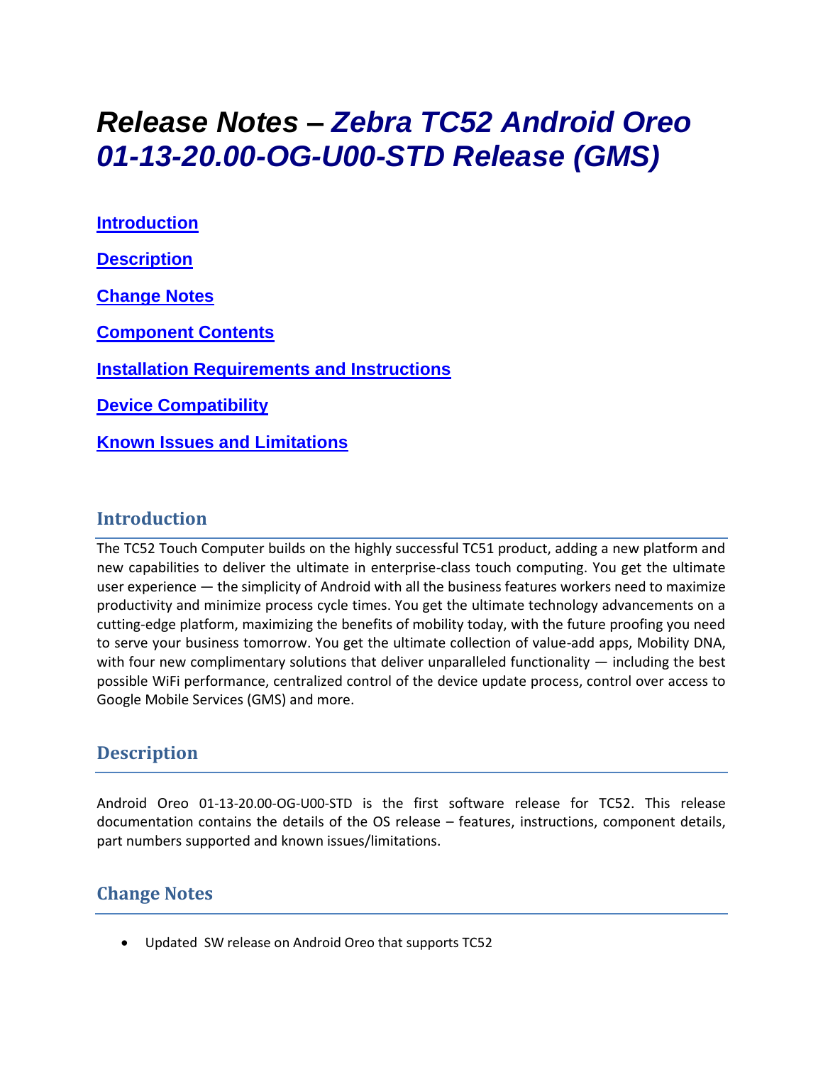# *Release Notes – Zebra TC52 Android Oreo 01-13-20.00-OG-U00-STD Release (GMS)*

**Introduction**

**Description**

**Change Notes**

**Component Contents**

**Installation Requirements and Instructions**

**Device Compatibility**

**Known Issues and Limitations**

## Introduction

The TC52 Touch Computer builds on the highly successful TC51 product, adding a new platform and new capabilities to deliver the ultimate in enterprise-class touch computing. You get the ultimate user experience — the simplicity of Android with all the business features workers need to maximize productivity and minimize process cycle times. You get the ultimate technology advancements on a cutting-edge platform, maximizing the benefits of mobility today, with the future proofing you need to serve your business tomorrow. You get the ultimate collection of value-add apps, Mobility DNA, with four new complimentary solutions that deliver unparalleled functionality — including the best possible WiFi performance, centralized control of the device update process, control over access to Google Mobile Services (GMS) and more.

## Description

Android Oreo 01-13-20.00-OG-U00-STD is the first software release for TC52. This release documentation contains the details of the OS release – features, instructions, component details, part numbers supported and known issues/limitations.

## Change Notes

- Updated SW release on Android Oreo that supports TC52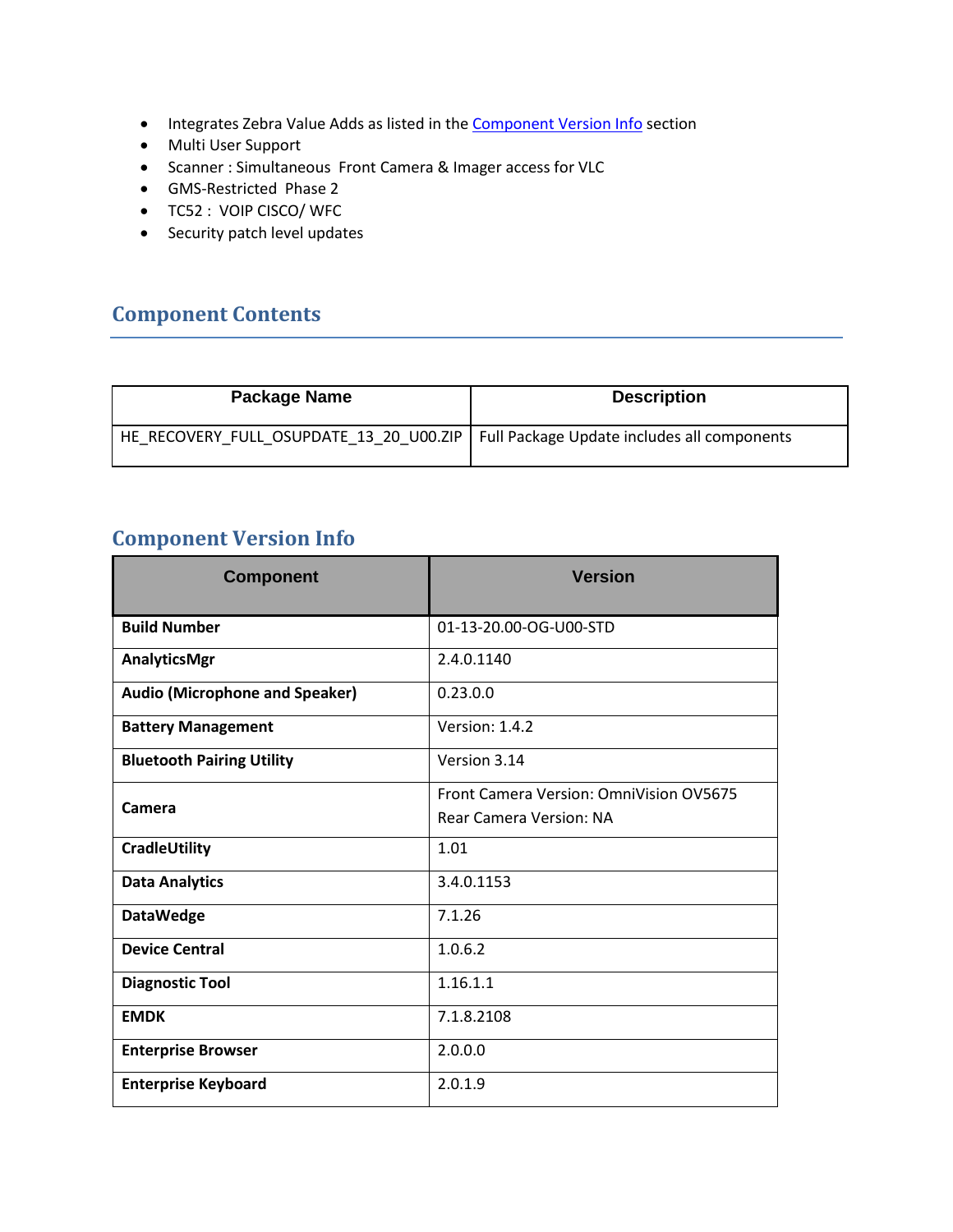- Integrates Zebra Value Adds as listed in the Component Version Info section
- Multi User Support
- Scanner : Simultaneous Front Camera & Imager access for VLC
- GMS-Restricted Phase 2
- TC52 : VOIP CISCO/ WFC
- Security patch level updates

## Component Contents

| Package Name | Description |
|---|---|
| HE_RECOVERY_FULL_OSUPDATE_13_20_U00.ZIP | Full Package Update includes all components |

## Component Version Info

| Component | Version |
|---|---|
| **Build Number** | 01-13-20.00-OG-U00-STD |
| **AnalyticsMgr** | 2.4.0.1140 |
| **Audio (Microphone and Speaker)** | 0.23.0.0 |
| **Battery Management** | Version: 1.4.2 |
| **Bluetooth Pairing Utility** | Version 3.14 |
| **Camera** | Front Camera Version: OmniVision OV5675<br>Rear Camera Version: NA |
| **CradleUtility** | 1.01 |
| **Data Analytics** | 3.4.0.1153 |
| **DataWedge** | 7.1.26 |
| **Device Central** | 1.0.6.2 |
| **Diagnostic Tool** | 1.16.1.1 |
| **EMDK** | 7.1.8.2108 |
| **Enterprise Browser** | 2.0.0.0 |
| **Enterprise Keyboard** | 2.0.1.9 |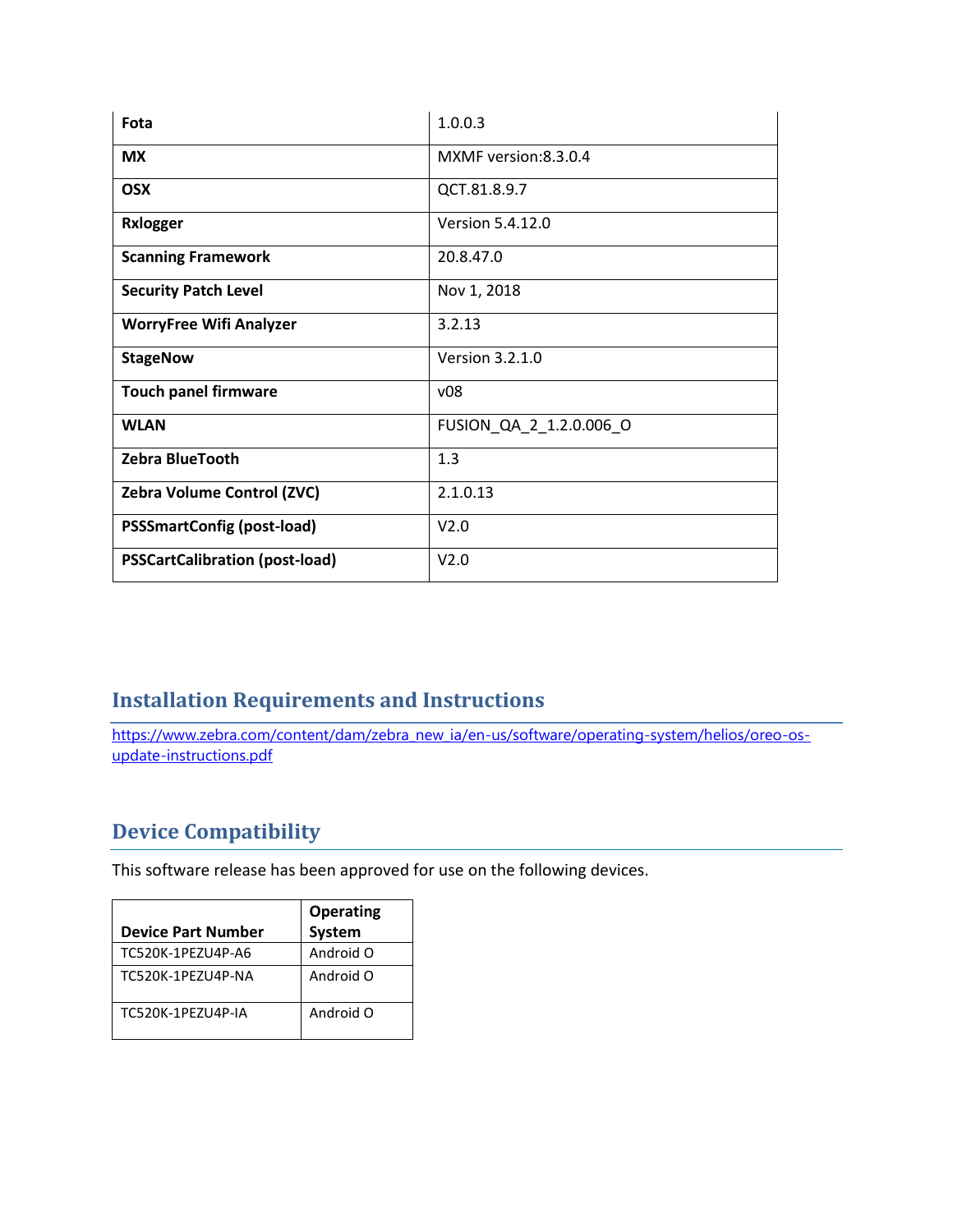| Fota | 1.0.0.3 |
|---|---|
| **MX** | MXMF version:8.3.0.4 |
| **OSX** | QCT.81.8.9.7 |
| **Rxlogger** | Version 5.4.12.0 |
| **Scanning Framework** | 20.8.47.0 |
| **Security Patch Level** | Nov 1, 2018 |
| **WorryFree Wifi Analyzer** | 3.2.13 |
| **StageNow** | Version 3.2.1.0 |
| **Touch panel firmware** | v08 |
| **WLAN** | FUSION_QA_2_1.2.0.006_O |
| **Zebra BlueTooth** | 1.3 |
| **Zebra Volume Control (ZVC)** | 2.1.0.13 |
| **PSSSmartConfig (post-load)** | V2.0 |
| **PSSCartCalibration (post-load)** | V2.0 |

## Installation Requirements and Instructions

https://www.zebra.com/content/dam/zebra_new_ia/en-us/software/operating-system/helios/oreo-os-update-instructions.pdf

## Device Compatibility

This software release has been approved for use on the following devices.

| Device Part Number | Operating System |
|---|---|
| TC520K-1PEZU4P-A6 | Android O |
| TC520K-1PEZU4P-NA | Android O |
| TC520K-1PEZU4P-IA | Android O |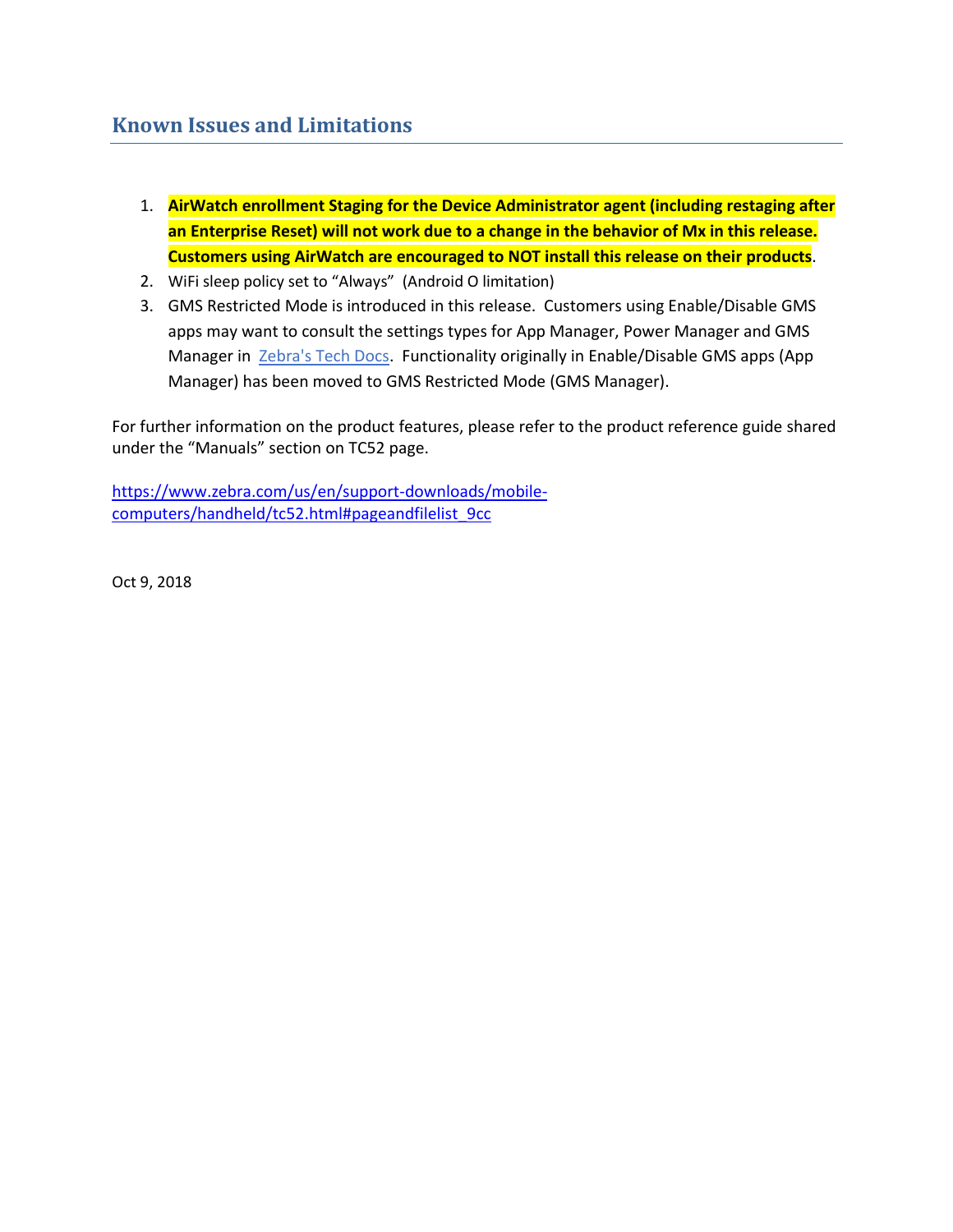## Known Issues and Limitations

1. **AirWatch enrollment Staging for the Device Administrator agent (including restaging after an Enterprise Reset) will not work due to a change in the behavior of Mx in this release. Customers using AirWatch are encouraged to NOT install this release on their products**.
2. WiFi sleep policy set to "Always" (Android O limitation)
3. GMS Restricted Mode is introduced in this release. Customers using Enable/Disable GMS apps may want to consult the settings types for App Manager, Power Manager and GMS Manager in [Zebra's Tech Docs](). Functionality originally in Enable/Disable GMS apps (App Manager) has been moved to GMS Restricted Mode (GMS Manager).

For further information on the product features, please refer to the product reference guide shared under the "Manuals" section on TC52 page.

[https://www.zebra.com/us/en/support-downloads/mobile-computers/handheld/tc52.html#pageandfilelist_9cc](https://www.zebra.com/us/en/support-downloads/mobile-computers/handheld/tc52.html#pageandfilelist_9cc)

Oct 9, 2018